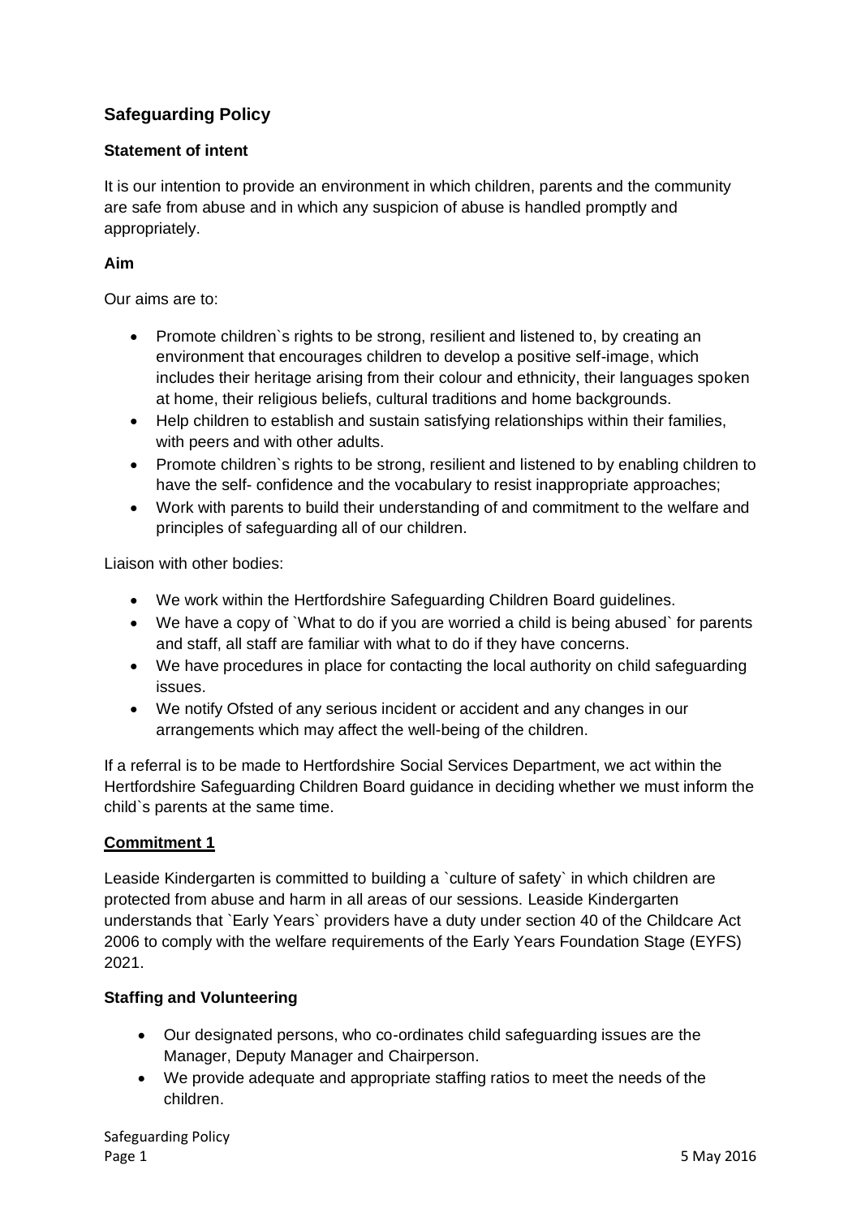## Safeguarding Policy

### Statement of intent

It is our intention to provide an environment in which children, parents and the community are safe from abuse and in which any suspicion of abuse is handled promptly and appropriately.

### Aim

Our aims are to:

- Promote children`s rights to be strong, resilient and listened to, by creating an environment that encourages children to develop a positive self-image, which includes their heritage arising from their colour and ethnicity, their languages spoken at home, their religious beliefs, cultural traditions and home backgrounds.
- Help children to establish and sustain satisfying relationships within their families, with peers and with other adults.
- Promote children`s rights to be strong, resilient and listened to by enabling children to have the self- confidence and the vocabulary to resist inappropriate approaches;
- Work with parents to build their understanding of and commitment to the welfare and principles of safeguarding all of our children.

Liaison with other bodies:

- We work within the Hertfordshire Safeguarding Children Board guidelines.
- We have a copy of `What to do if you are worried a child is being abused` for parents and staff, all staff are familiar with what to do if they have concerns.
- We have procedures in place for contacting the local authority on child safeguarding issues.
- We notify Ofsted of any serious incident or accident and any changes in our arrangements which may affect the well-being of the children.

If a referral is to be made to Hertfordshire Social Services Department, we act within the Hertfordshire Safeguarding Children Board guidance in deciding whether we must inform the child`s parents at the same time.

### Commitment 1

Leaside Kindergarten is committed to building a `culture of safety` in which children are protected from abuse and harm in all areas of our sessions. Leaside Kindergarten understands that `Early Years` providers have a duty under section 40 of the Childcare Act 2006 to comply with the welfare requirements of the Early Years Foundation Stage (EYFS) 2021.

### Staffing and Volunteering

- Our designated persons, who co-ordinates child safeguarding issues are the Manager, Deputy Manager and Chairperson.
- We provide adequate and appropriate staffing ratios to meet the needs of the children.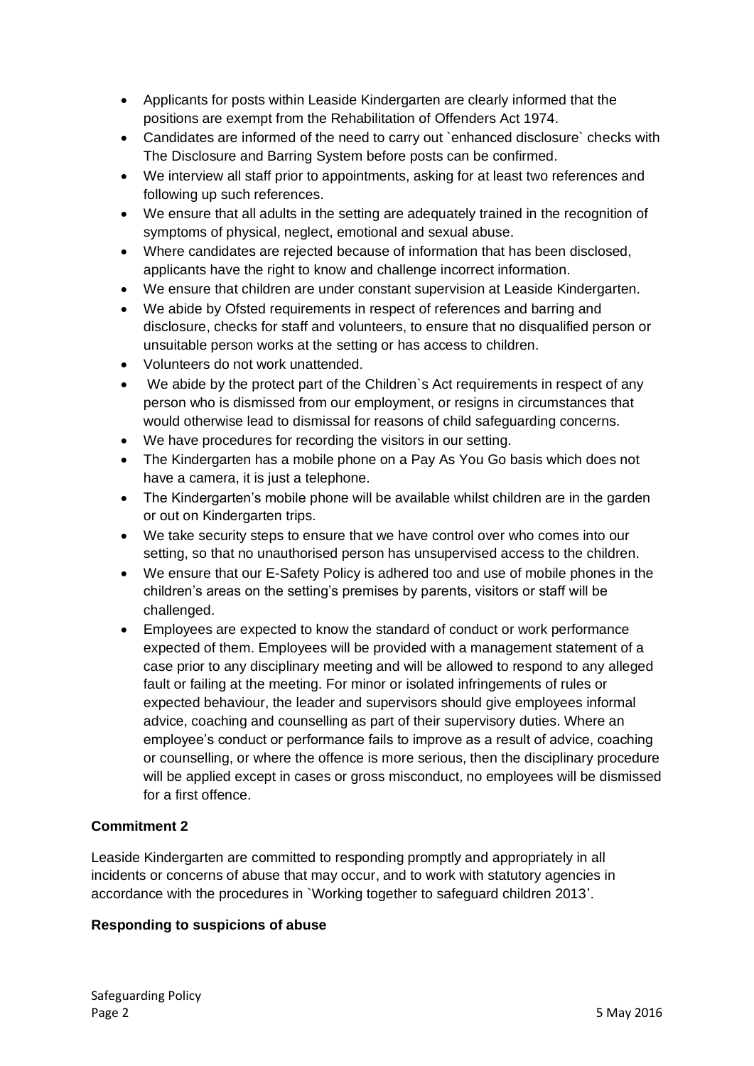- Applicants for posts within Leaside Kindergarten are clearly informed that the positions are exempt from the Rehabilitation of Offenders Act 1974.
- Candidates are informed of the need to carry out `enhanced disclosure` checks with The Disclosure and Barring System before posts can be confirmed.
- We interview all staff prior to appointments, asking for at least two references and following up such references.
- We ensure that all adults in the setting are adequately trained in the recognition of symptoms of physical, neglect, emotional and sexual abuse.
- Where candidates are rejected because of information that has been disclosed, applicants have the right to know and challenge incorrect information.
- We ensure that children are under constant supervision at Leaside Kindergarten.
- We abide by Ofsted requirements in respect of references and barring and disclosure, checks for staff and volunteers, to ensure that no disqualified person or unsuitable person works at the setting or has access to children.
- Volunteers do not work unattended.
- We abide by the protect part of the Children`s Act requirements in respect of any person who is dismissed from our employment, or resigns in circumstances that would otherwise lead to dismissal for reasons of child safeguarding concerns.
- We have procedures for recording the visitors in our setting.
- The Kindergarten has a mobile phone on a Pay As You Go basis which does not have a camera, it is just a telephone.
- The Kindergarten's mobile phone will be available whilst children are in the garden or out on Kindergarten trips.
- We take security steps to ensure that we have control over who comes into our setting, so that no unauthorised person has unsupervised access to the children.
- We ensure that our E-Safety Policy is adhered too and use of mobile phones in the children's areas on the setting's premises by parents, visitors or staff will be challenged.
- Employees are expected to know the standard of conduct or work performance expected of them. Employees will be provided with a management statement of a case prior to any disciplinary meeting and will be allowed to respond to any alleged fault or failing at the meeting. For minor or isolated infringements of rules or expected behaviour, the leader and supervisors should give employees informal advice, coaching and counselling as part of their supervisory duties. Where an employee's conduct or performance fails to improve as a result of advice, coaching or counselling, or where the offence is more serious, then the disciplinary procedure will be applied except in cases or gross misconduct, no employees will be dismissed for a first offence.

**Commitment 2**

Leaside Kindergarten are committed to responding promptly and appropriately in all incidents or concerns of abuse that may occur, and to work with statutory agencies in accordance with the procedures in `Working together to safeguard children 2013'.

**Responding to suspicions of abuse**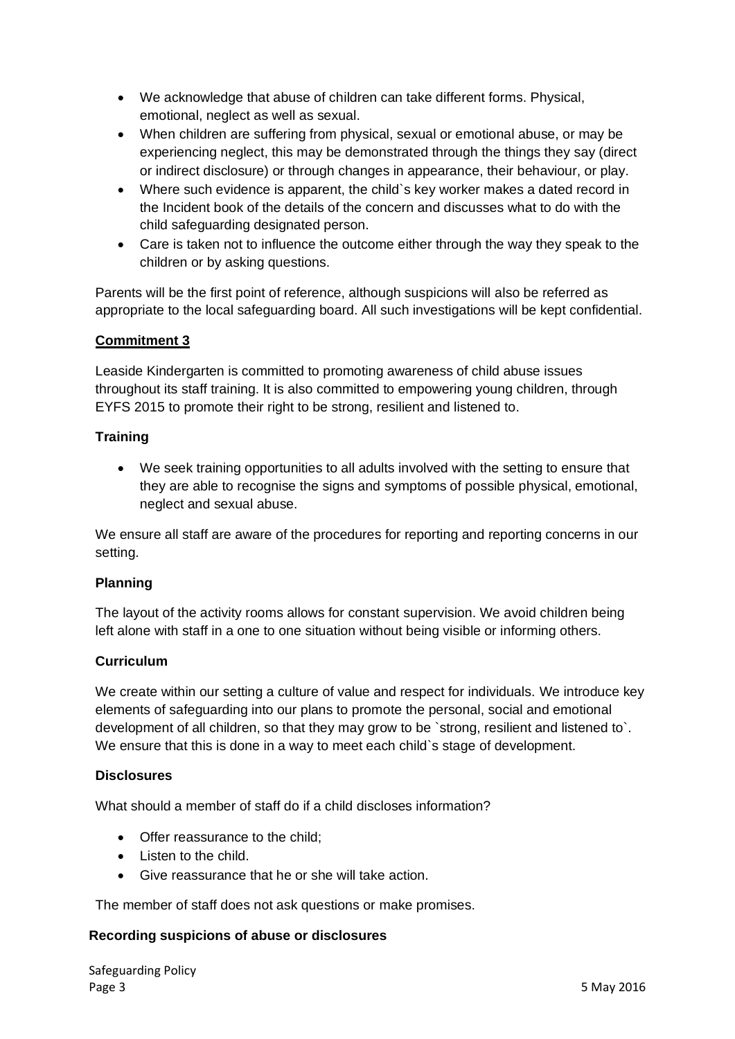- We acknowledge that abuse of children can take different forms. Physical, emotional, neglect as well as sexual.
- When children are suffering from physical, sexual or emotional abuse, or may be experiencing neglect, this may be demonstrated through the things they say (direct or indirect disclosure) or through changes in appearance, their behaviour, or play.
- Where such evidence is apparent, the child`s key worker makes a dated record in the Incident book of the details of the concern and discusses what to do with the child safeguarding designated person.
- Care is taken not to influence the outcome either through the way they speak to the children or by asking questions.

Parents will be the first point of reference, although suspicions will also be referred as appropriate to the local safeguarding board. All such investigations will be kept confidential.

**Commitment 3**

Leaside Kindergarten is committed to promoting awareness of child abuse issues throughout its staff training. It is also committed to empowering young children, through EYFS 2015 to promote their right to be strong, resilient and listened to.

**Training**

- We seek training opportunities to all adults involved with the setting to ensure that they are able to recognise the signs and symptoms of possible physical, emotional, neglect and sexual abuse.

We ensure all staff are aware of the procedures for reporting and reporting concerns in our setting.

**Planning**

The layout of the activity rooms allows for constant supervision. We avoid children being left alone with staff in a one to one situation without being visible or informing others.

**Curriculum**

We create within our setting a culture of value and respect for individuals. We introduce key elements of safeguarding into our plans to promote the personal, social and emotional development of all children, so that they may grow to be `strong, resilient and listened to`. We ensure that this is done in a way to meet each child`s stage of development.

**Disclosures**

What should a member of staff do if a child discloses information?

- Offer reassurance to the child;
- Listen to the child.
- Give reassurance that he or she will take action.

The member of staff does not ask questions or make promises.

**Recording suspicions of abuse or disclosures**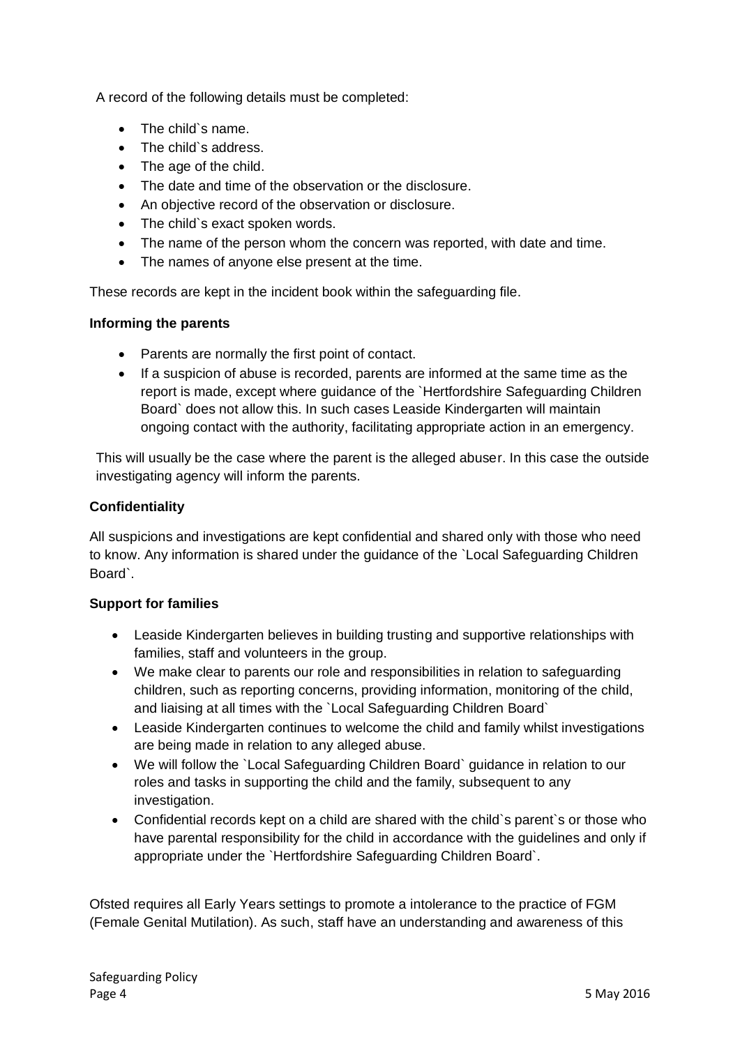A record of the following details must be completed:

- The child`s name.
- The child`s address.
- The age of the child.
- The date and time of the observation or the disclosure.
- An objective record of the observation or disclosure.
- The child`s exact spoken words.
- The name of the person whom the concern was reported, with date and time.
- The names of anyone else present at the time.

These records are kept in the incident book within the safeguarding file.

**Informing the parents**

- Parents are normally the first point of contact.
- If a suspicion of abuse is recorded, parents are informed at the same time as the report is made, except where guidance of the `Hertfordshire Safeguarding Children Board` does not allow this. In such cases Leaside Kindergarten will maintain ongoing contact with the authority, facilitating appropriate action in an emergency.

This will usually be the case where the parent is the alleged abuser. In this case the outside investigating agency will inform the parents.

**Confidentiality**

All suspicions and investigations are kept confidential and shared only with those who need to know. Any information is shared under the guidance of the `Local Safeguarding Children Board`.

**Support for families**

- Leaside Kindergarten believes in building trusting and supportive relationships with families, staff and volunteers in the group.
- We make clear to parents our role and responsibilities in relation to safeguarding children, such as reporting concerns, providing information, monitoring of the child, and liaising at all times with the `Local Safeguarding Children Board`
- Leaside Kindergarten continues to welcome the child and family whilst investigations are being made in relation to any alleged abuse.
- We will follow the `Local Safeguarding Children Board` guidance in relation to our roles and tasks in supporting the child and the family, subsequent to any investigation.
- Confidential records kept on a child are shared with the child`s parent`s or those who have parental responsibility for the child in accordance with the guidelines and only if appropriate under the `Hertfordshire Safeguarding Children Board`.

Ofsted requires all Early Years settings to promote a intolerance to the practice of FGM (Female Genital Mutilation). As such, staff have an understanding and awareness of this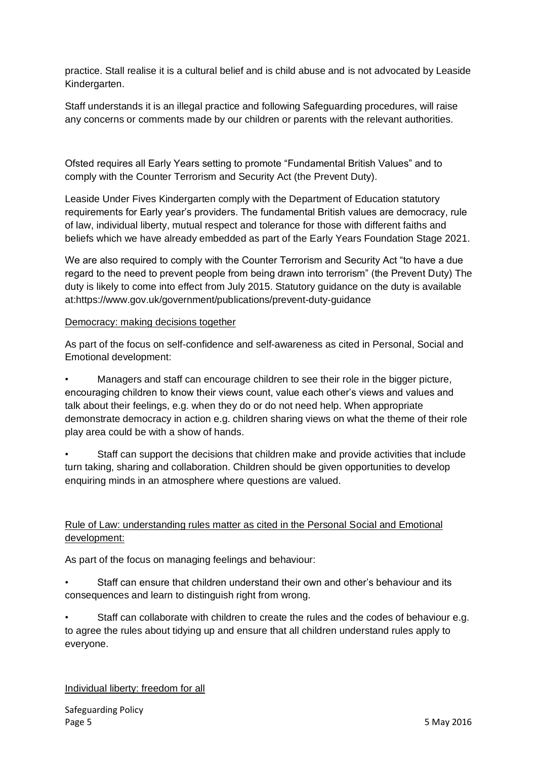practice. Stall realise it is a cultural belief and is child abuse and is not advocated by Leaside Kindergarten.

Staff understands it is an illegal practice and following Safeguarding procedures, will raise any concerns or comments made by our children or parents with the relevant authorities.

Ofsted requires all Early Years setting to promote "Fundamental British Values" and to comply with the Counter Terrorism and Security Act (the Prevent Duty).

Leaside Under Fives Kindergarten comply with the Department of Education statutory requirements for Early year's providers. The fundamental British values are democracy, rule of law, individual liberty, mutual respect and tolerance for those with different faiths and beliefs which we have already embedded as part of the Early Years Foundation Stage 2021.

We are also required to comply with the Counter Terrorism and Security Act "to have a due regard to the need to prevent people from being drawn into terrorism" (the Prevent Duty) The duty is likely to come into effect from July 2015. Statutory guidance on the duty is available at:https://www.gov.uk/government/publications/prevent-duty-guidance

<u>Democracy: making decisions together</u>

As part of the focus on self-confidence and self-awareness as cited in Personal, Social and Emotional development:

- Managers and staff can encourage children to see their role in the bigger picture, encouraging children to know their views count, value each other's views and values and talk about their feelings, e.g. when they do or do not need help. When appropriate demonstrate democracy in action e.g. children sharing views on what the theme of their role play area could be with a show of hands.
- Staff can support the decisions that children make and provide activities that include turn taking, sharing and collaboration. Children should be given opportunities to develop enquiring minds in an atmosphere where questions are valued.

<u>Rule of Law: understanding rules matter as cited in the Personal Social and Emotional development:</u>

As part of the focus on managing feelings and behaviour:

- Staff can ensure that children understand their own and other's behaviour and its consequences and learn to distinguish right from wrong.
- Staff can collaborate with children to create the rules and the codes of behaviour e.g. to agree the rules about tidying up and ensure that all children understand rules apply to everyone.

<u>Individual liberty: freedom for all</u>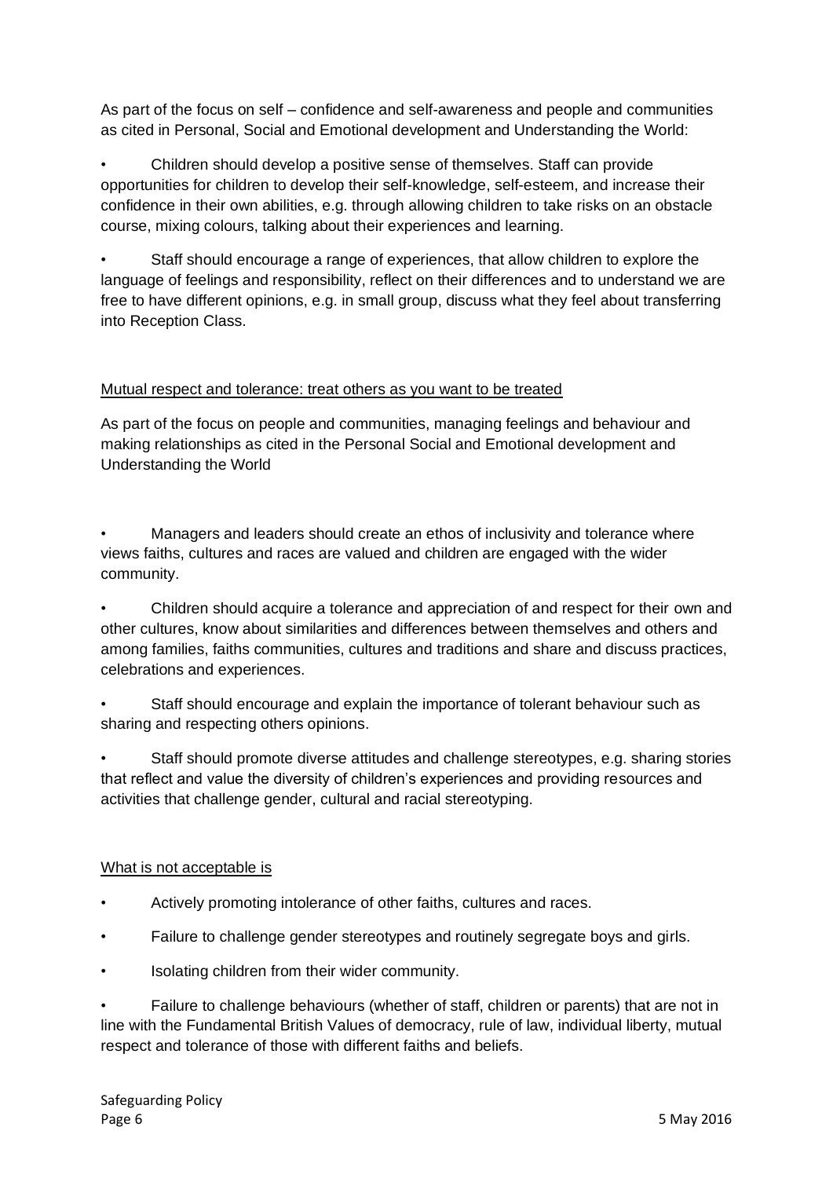As part of the focus on self – confidence and self-awareness and people and communities as cited in Personal, Social and Emotional development and Understanding the World:

- Children should develop a positive sense of themselves. Staff can provide opportunities for children to develop their self-knowledge, self-esteem, and increase their confidence in their own abilities, e.g. through allowing children to take risks on an obstacle course, mixing colours, talking about their experiences and learning.
- Staff should encourage a range of experiences, that allow children to explore the language of feelings and responsibility, reflect on their differences and to understand we are free to have different opinions, e.g. in small group, discuss what they feel about transferring into Reception Class.

<u>Mutual respect and tolerance: treat others as you want to be treated</u>

As part of the focus on people and communities, managing feelings and behaviour and making relationships as cited in the Personal Social and Emotional development and Understanding the World

- Managers and leaders should create an ethos of inclusivity and tolerance where views faiths, cultures and races are valued and children are engaged with the wider community.
- Children should acquire a tolerance and appreciation of and respect for their own and other cultures, know about similarities and differences between themselves and others and among families, faiths communities, cultures and traditions and share and discuss practices, celebrations and experiences.
- Staff should encourage and explain the importance of tolerant behaviour such as sharing and respecting others opinions.
- Staff should promote diverse attitudes and challenge stereotypes, e.g. sharing stories that reflect and value the diversity of children's experiences and providing resources and activities that challenge gender, cultural and racial stereotyping.

<u>What is not acceptable is</u>

- Actively promoting intolerance of other faiths, cultures and races.
- Failure to challenge gender stereotypes and routinely segregate boys and girls.
- Isolating children from their wider community.
- Failure to challenge behaviours (whether of staff, children or parents) that are not in line with the Fundamental British Values of democracy, rule of law, individual liberty, mutual respect and tolerance of those with different faiths and beliefs.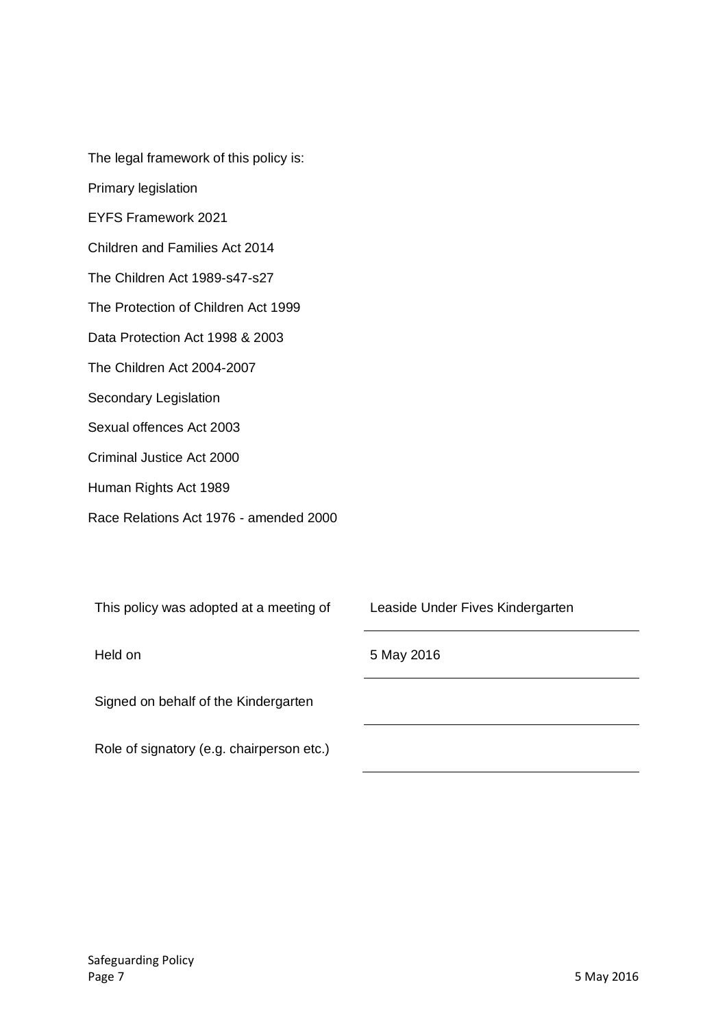The legal framework of this policy is:

Primary legislation

EYFS Framework 2021

Children and Families Act 2014

The Children Act 1989-s47-s27

The Protection of Children Act 1999

Data Protection Act 1998 & 2003

The Children Act 2004-2007

Secondary Legislation

Sexual offences Act 2003

Criminal Justice Act 2000

Human Rights Act 1989

Race Relations Act 1976 - amended 2000

| | |
|---|---|
| This policy was adopted at a meeting of | Leaside Under Fives Kindergarten |
| Held on | 5 May 2016 |
| Signed on behalf of the Kindergarten | |
| Role of signatory (e.g. chairperson etc.) | |